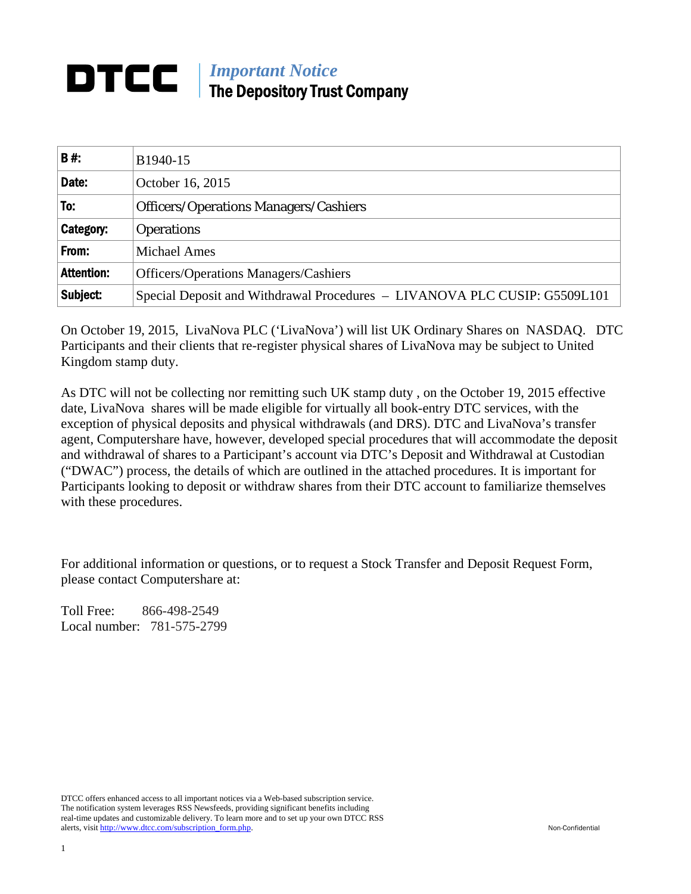# DTCC | *Important Notice*
## The Depository Trust Company

| | |
|---|---|
| **B #:** | B1940-15 |
| **Date:** | October 16, 2015 |
| **To:** | Officers/Operations Managers/Cashiers |
| **Category:** | Operations |
| **From:** | Michael Ames |
| **Attention:** | Officers/Operations Managers/Cashiers |
| **Subject:** | Special Deposit and Withdrawal Procedures – LIVANOVA PLC CUSIP: G5509L101 |

On October 19, 2015, LivaNova PLC ('LivaNova') will list UK Ordinary Shares on NASDAQ. DTC Participants and their clients that re-register physical shares of LivaNova may be subject to United Kingdom stamp duty.

As DTC will not be collecting nor remitting such UK stamp duty , on the October 19, 2015 effective date, LivaNova shares will be made eligible for virtually all book-entry DTC services, with the exception of physical deposits and physical withdrawals (and DRS). DTC and LivaNova's transfer agent, Computershare have, however, developed special procedures that will accommodate the deposit and withdrawal of shares to a Participant's account via DTC's Deposit and Withdrawal at Custodian ("DWAC") process, the details of which are outlined in the attached procedures. It is important for Participants looking to deposit or withdraw shares from their DTC account to familiarize themselves with these procedures.

For additional information or questions, or to request a Stock Transfer and Deposit Request Form, please contact Computershare at:

Toll Free: 866-498-2549
Local number: 781-575-2799

DTCC offers enhanced access to all important notices via a Web-based subscription service. The notification system leverages RSS Newsfeeds, providing significant benefits including real-time updates and customizable delivery. To learn more and to set up your own DTCC RSS alerts, visit http://www.dtcc.com/subscription_form.php.

Non-Confidential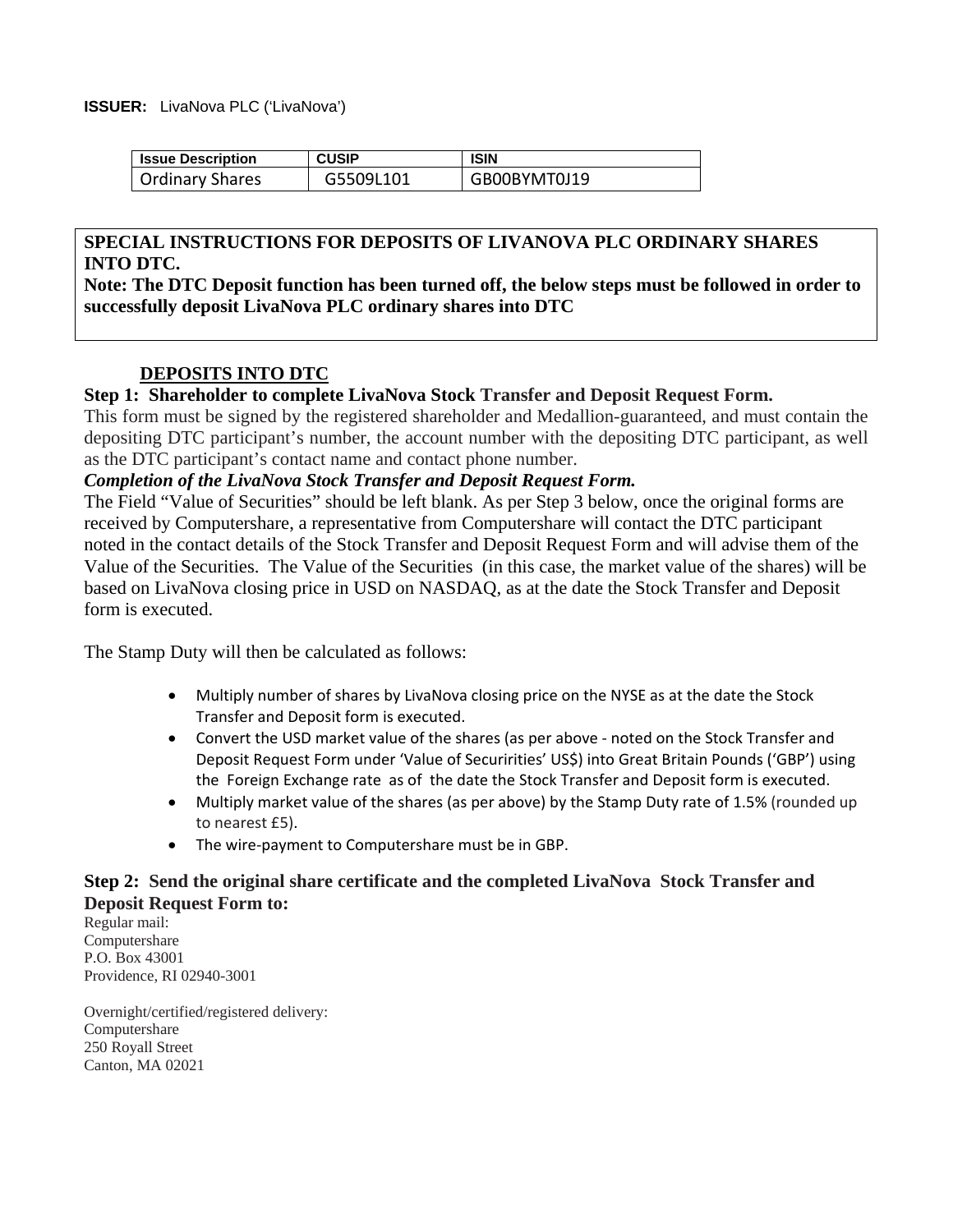**ISSUER:** LivaNova PLC ('LivaNova')

| Issue Description | CUSIP | ISIN |
|---|---|---|
| Ordinary Shares | G5509L101 | GB00BYMT0J19 |

**SPECIAL INSTRUCTIONS FOR DEPOSITS OF LIVANOVA PLC ORDINARY SHARES INTO DTC.**

**Note: The DTC Deposit function has been turned off, the below steps must be followed in order to successfully deposit LivaNova PLC ordinary shares into DTC**

## DEPOSITS INTO DTC

**Step 1: Shareholder to complete LivaNova Stock Transfer and Deposit Request Form.**

This form must be signed by the registered shareholder and Medallion-guaranteed, and must contain the depositing DTC participant's number, the account number with the depositing DTC participant, as well as the DTC participant's contact name and contact phone number.

***Completion of the LivaNova Stock Transfer and Deposit Request Form.***

The Field "Value of Securities" should be left blank. As per Step 3 below, once the original forms are received by Computershare, a representative from Computershare will contact the DTC participant noted in the contact details of the Stock Transfer and Deposit Request Form and will advise them of the Value of the Securities. The Value of the Securities (in this case, the market value of the shares) will be based on LivaNova closing price in USD on NASDAQ, as at the date the Stock Transfer and Deposit form is executed.

The Stamp Duty will then be calculated as follows:

- Multiply number of shares by LivaNova closing price on the NYSE as at the date the Stock Transfer and Deposit form is executed.
- Convert the USD market value of the shares (as per above - noted on the Stock Transfer and Deposit Request Form under 'Value of Securirities' US$) into Great Britain Pounds ('GBP') using the Foreign Exchange rate as of the date the Stock Transfer and Deposit form is executed.
- Multiply market value of the shares (as per above) by the Stamp Duty rate of 1.5% (rounded up to nearest £5).
- The wire-payment to Computershare must be in GBP.

**Step 2: Send the original share certificate and the completed LivaNova Stock Transfer and Deposit Request Form to:**

Regular mail:
Computershare
P.O. Box 43001
Providence, RI 02940-3001

Overnight/certified/registered delivery:
Computershare
250 Royall Street
Canton, MA 02021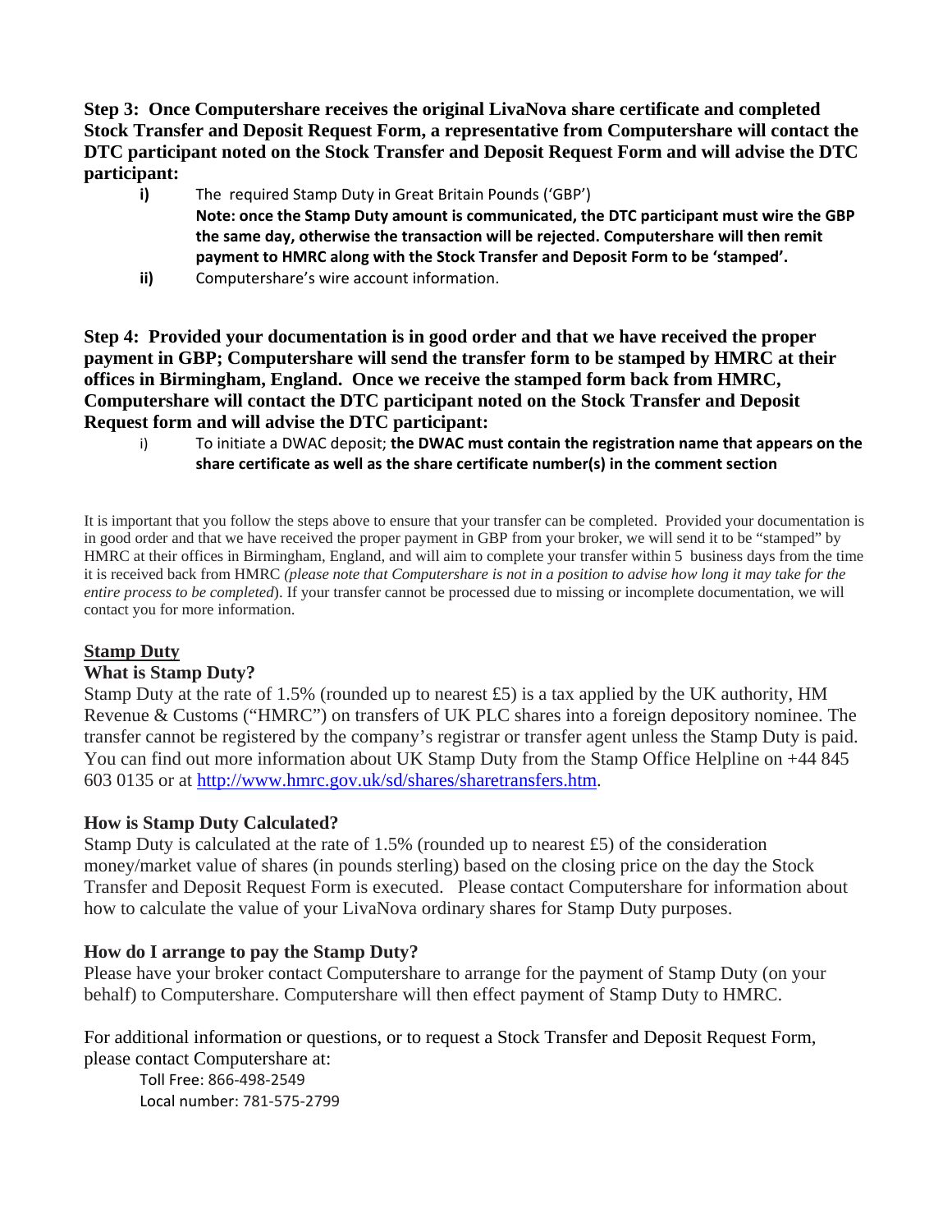**Step 3: Once Computershare receives the original LivaNova share certificate and completed Stock Transfer and Deposit Request Form, a representative from Computershare will contact the DTC participant noted on the Stock Transfer and Deposit Request Form and will advise the DTC participant:**

- **i)** The required Stamp Duty in Great Britain Pounds ('GBP')
  **Note: once the Stamp Duty amount is communicated, the DTC participant must wire the GBP the same day, otherwise the transaction will be rejected. Computershare will then remit payment to HMRC along with the Stock Transfer and Deposit Form to be 'stamped'.**
- **ii)** Computershare's wire account information.

**Step 4: Provided your documentation is in good order and that we have received the proper payment in GBP; Computershare will send the transfer form to be stamped by HMRC at their offices in Birmingham, England. Once we receive the stamped form back from HMRC, Computershare will contact the DTC participant noted on the Stock Transfer and Deposit Request form and will advise the DTC participant:**

- i) To initiate a DWAC deposit; **the DWAC must contain the registration name that appears on the share certificate as well as the share certificate number(s) in the comment section**

It is important that you follow the steps above to ensure that your transfer can be completed. Provided your documentation is in good order and that we have received the proper payment in GBP from your broker, we will send it to be "stamped" by HMRC at their offices in Birmingham, England, and will aim to complete your transfer within 5 business days from the time it is received back from HMRC *(please note that Computershare is not in a position to advise how long it may take for the entire process to be completed*). If your transfer cannot be processed due to missing or incomplete documentation, we will contact you for more information.

## Stamp Duty

### What is Stamp Duty?

Stamp Duty at the rate of 1.5% (rounded up to nearest £5) is a tax applied by the UK authority, HM Revenue & Customs ("HMRC") on transfers of UK PLC shares into a foreign depository nominee. The transfer cannot be registered by the company's registrar or transfer agent unless the Stamp Duty is paid. You can find out more information about UK Stamp Duty from the Stamp Office Helpline on +44 845 603 0135 or at http://www.hmrc.gov.uk/sd/shares/sharetransfers.htm.

### How is Stamp Duty Calculated?

Stamp Duty is calculated at the rate of 1.5% (rounded up to nearest £5) of the consideration money/market value of shares (in pounds sterling) based on the closing price on the day the Stock Transfer and Deposit Request Form is executed. Please contact Computershare for information about how to calculate the value of your LivaNova ordinary shares for Stamp Duty purposes.

### How do I arrange to pay the Stamp Duty?

Please have your broker contact Computershare to arrange for the payment of Stamp Duty (on your behalf) to Computershare. Computershare will then effect payment of Stamp Duty to HMRC.

For additional information or questions, or to request a Stock Transfer and Deposit Request Form, please contact Computershare at:

Toll Free: 866-498-2549
Local number: 781-575-2799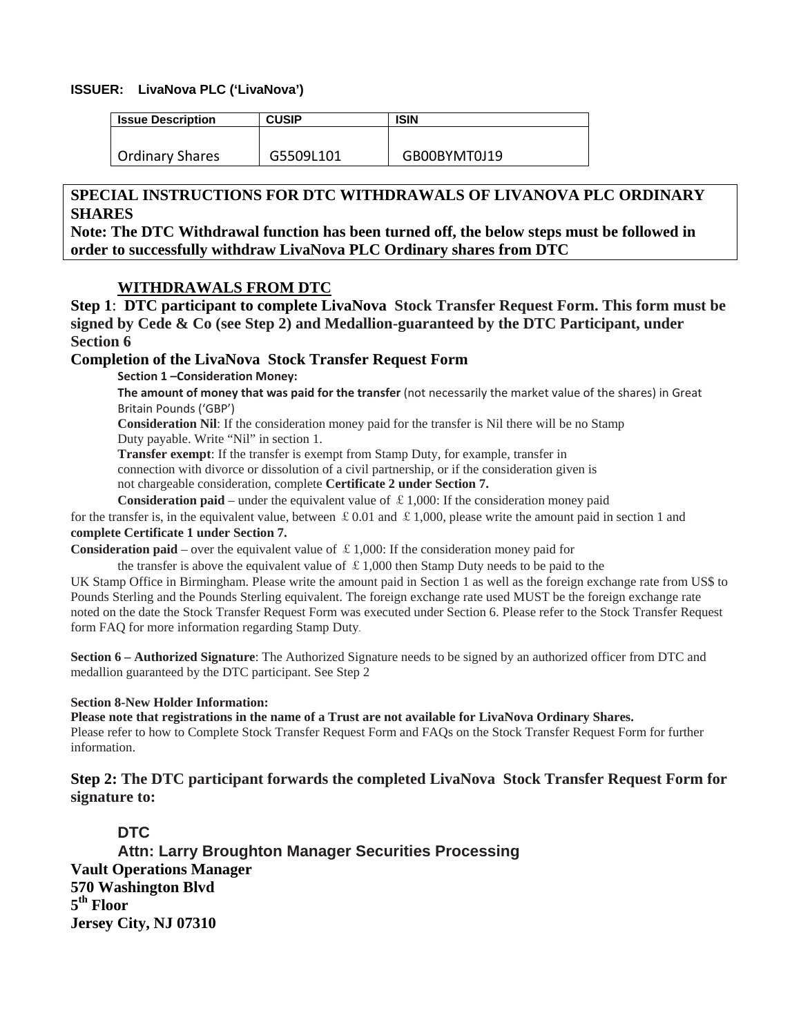**ISSUER: LivaNova PLC ('LivaNova')**

| Issue Description | CUSIP | ISIN |
|---|---|---|
| Ordinary Shares | G5509L101 | GB00BYMT0J19 |

**SPECIAL INSTRUCTIONS FOR DTC WITHDRAWALS OF LIVANOVA PLC ORDINARY SHARES**
**Note: The DTC Withdrawal function has been turned off, the below steps must be followed in order to successfully withdraw LivaNova PLC Ordinary shares from DTC**

## WITHDRAWALS FROM DTC

**Step 1**: **DTC participant to complete LivaNova Stock Transfer Request Form. This form must be signed by Cede & Co (see Step 2) and Medallion-guaranteed by the DTC Participant, under Section 6**

### Completion of the LivaNova Stock Transfer Request Form

**Section 1 –Consideration Money:**

**The amount of money that was paid for the transfer** (not necessarily the market value of the shares) in Great Britain Pounds ('GBP')

**Consideration Nil**: If the consideration money paid for the transfer is Nil there will be no Stamp Duty payable. Write "Nil" in section 1.

**Transfer exempt**: If the transfer is exempt from Stamp Duty, for example, transfer in connection with divorce or dissolution of a civil partnership, or if the consideration given is not chargeable consideration, complete **Certificate 2 under Section 7.**

**Consideration paid** – under the equivalent value of £1,000: If the consideration money paid for the transfer is, in the equivalent value, between £0.01 and £1,000, please write the amount paid in section 1 and **complete Certificate 1 under Section 7.**

**Consideration paid** – over the equivalent value of £1,000: If the consideration money paid for the transfer is above the equivalent value of £1,000 then Stamp Duty needs to be paid to the UK Stamp Office in Birmingham. Please write the amount paid in Section 1 as well as the foreign exchange rate from US$ to Pounds Sterling and the Pounds Sterling equivalent. The foreign exchange rate used MUST be the foreign exchange rate noted on the date the Stock Transfer Request Form was executed under Section 6. Please refer to the Stock Transfer Request form FAQ for more information regarding Stamp Duty.

**Section 6 – Authorized Signature**: The Authorized Signature needs to be signed by an authorized officer from DTC and medallion guaranteed by the DTC participant. See Step 2

**Section 8-New Holder Information:**
**Please note that registrations in the name of a Trust are not available for LivaNova Ordinary Shares.**
Please refer to how to Complete Stock Transfer Request Form and FAQs on the Stock Transfer Request Form for further information.

**Step 2: The DTC participant forwards the completed LivaNova Stock Transfer Request Form for signature to:**

**DTC**
**Attn: Larry Broughton Manager Securities Processing**
**Vault Operations Manager**
**570 Washington Blvd**
**5th Floor**
**Jersey City, NJ 07310**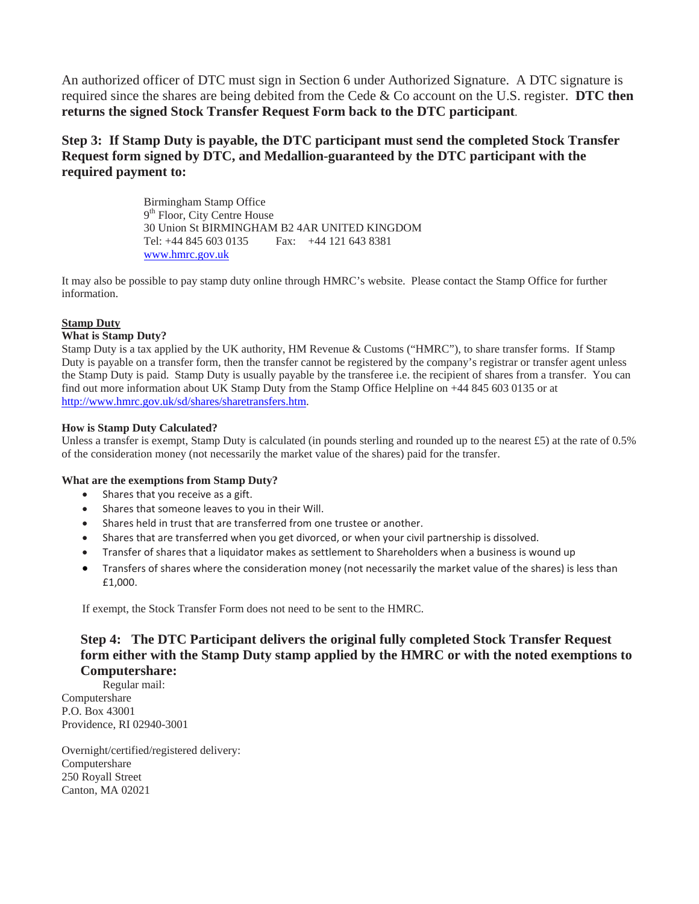An authorized officer of DTC must sign in Section 6 under Authorized Signature. A DTC signature is required since the shares are being debited from the Cede & Co account on the U.S. register. **DTC then returns the signed Stock Transfer Request Form back to the DTC participant**.

### Step 3: If Stamp Duty is payable, the DTC participant must send the completed Stock Transfer Request form signed by DTC, and Medallion-guaranteed by the DTC participant with the required payment to:

Birmingham Stamp Office
9th Floor, City Centre House
30 Union St BIRMINGHAM B2 4AR UNITED KINGDOM
Tel: +44 845 603 0135 Fax: +44 121 643 8381
www.hmrc.gov.uk

It may also be possible to pay stamp duty online through HMRC's website. Please contact the Stamp Office for further information.

**Stamp Duty**

**What is Stamp Duty?**

Stamp Duty is a tax applied by the UK authority, HM Revenue & Customs ("HMRC"), to share transfer forms. If Stamp Duty is payable on a transfer form, then the transfer cannot be registered by the company's registrar or transfer agent unless the Stamp Duty is paid. Stamp Duty is usually payable by the transferee i.e. the recipient of shares from a transfer. You can find out more information about UK Stamp Duty from the Stamp Office Helpline on +44 845 603 0135 or at http://www.hmrc.gov.uk/sd/shares/sharetransfers.htm.

**How is Stamp Duty Calculated?**

Unless a transfer is exempt, Stamp Duty is calculated (in pounds sterling and rounded up to the nearest £5) at the rate of 0.5% of the consideration money (not necessarily the market value of the shares) paid for the transfer.

**What are the exemptions from Stamp Duty?**

- Shares that you receive as a gift.
- Shares that someone leaves to you in their Will.
- Shares held in trust that are transferred from one trustee or another.
- Shares that are transferred when you get divorced, or when your civil partnership is dissolved.
- Transfer of shares that a liquidator makes as settlement to Shareholders when a business is wound up
- Transfers of shares where the consideration money (not necessarily the market value of the shares) is less than £1,000.

If exempt, the Stock Transfer Form does not need to be sent to the HMRC.

### Step 4: The DTC Participant delivers the original fully completed Stock Transfer Request form either with the Stamp Duty stamp applied by the HMRC or with the noted exemptions to Computershare:

Regular mail:
Computershare
P.O. Box 43001
Providence, RI 02940-3001

Overnight/certified/registered delivery:
Computershare
250 Royall Street
Canton, MA 02021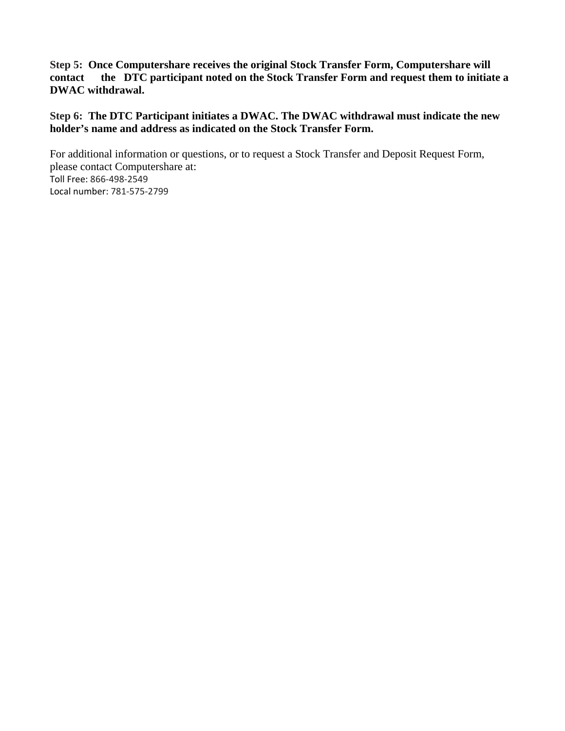**Step 5: Once Computershare receives the original Stock Transfer Form, Computershare will contact the DTC participant noted on the Stock Transfer Form and request them to initiate a DWAC withdrawal.**

**Step 6: The DTC Participant initiates a DWAC. The DWAC withdrawal must indicate the new holder's name and address as indicated on the Stock Transfer Form.**

For additional information or questions, or to request a Stock Transfer and Deposit Request Form, please contact Computershare at:
Toll Free: 866-498-2549
Local number: 781-575-2799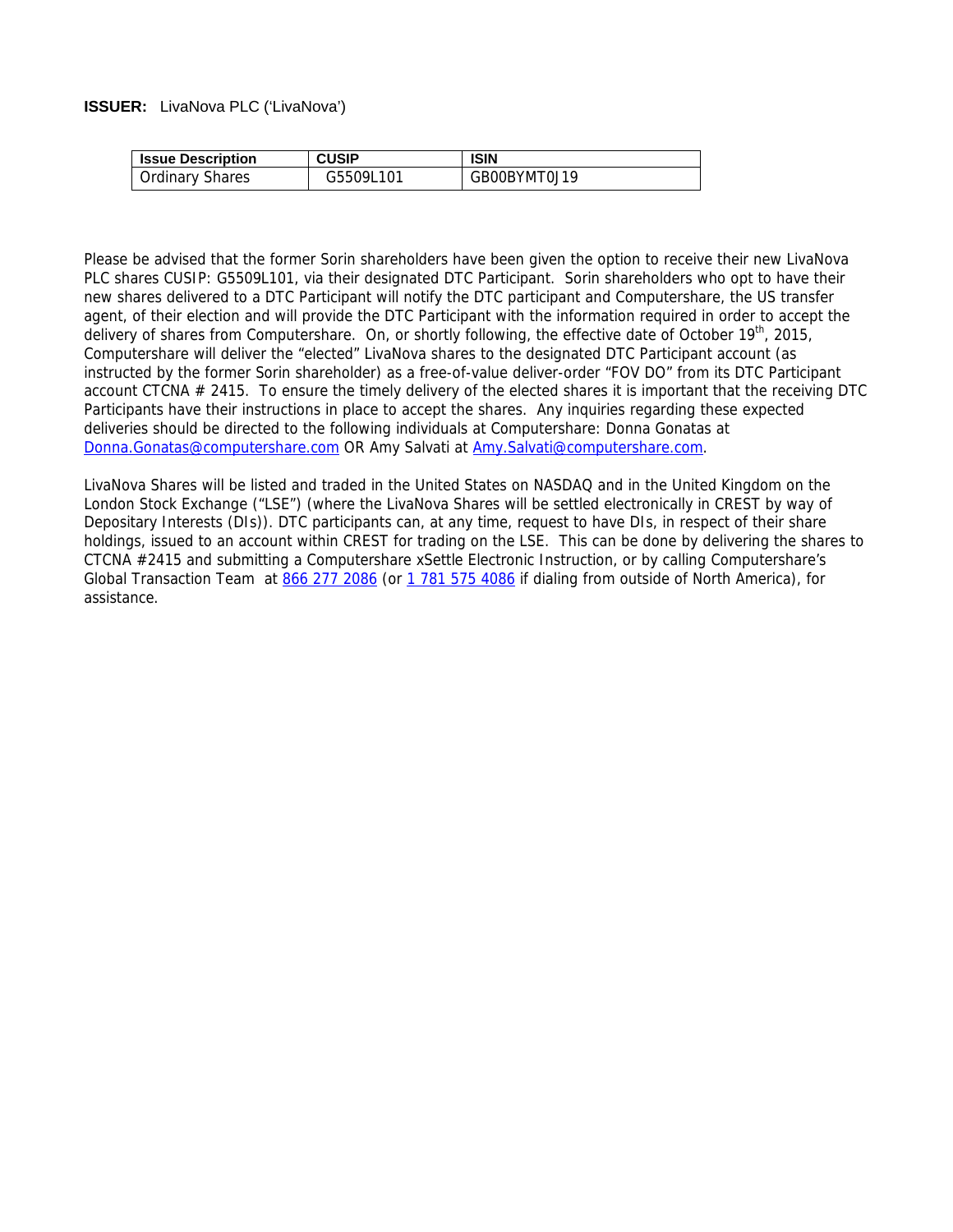**ISSUER:** LivaNova PLC ('LivaNova')

| Issue Description | CUSIP | ISIN |
| --- | --- | --- |
| Ordinary Shares | G5509L101 | GB00BYMT0J19 |

Please be advised that the former Sorin shareholders have been given the option to receive their new LivaNova PLC shares CUSIP: G5509L101, via their designated DTC Participant. Sorin shareholders who opt to have their new shares delivered to a DTC Participant will notify the DTC participant and Computershare, the US transfer agent, of their election and will provide the DTC Participant with the information required in order to accept the delivery of shares from Computershare. On, or shortly following, the effective date of October 19th, 2015, Computershare will deliver the "elected" LivaNova shares to the designated DTC Participant account (as instructed by the former Sorin shareholder) as a free-of-value deliver-order "FOV DO" from its DTC Participant account CTCNA # 2415. To ensure the timely delivery of the elected shares it is important that the receiving DTC Participants have their instructions in place to accept the shares. Any inquiries regarding these expected deliveries should be directed to the following individuals at Computershare: Donna Gonatas at Donna.Gonatas@computershare.com OR Amy Salvati at Amy.Salvati@computershare.com.

LivaNova Shares will be listed and traded in the United States on NASDAQ and in the United Kingdom on the London Stock Exchange ("LSE") (where the LivaNova Shares will be settled electronically in CREST by way of Depositary Interests (DIs)). DTC participants can, at any time, request to have DIs, in respect of their share holdings, issued to an account within CREST for trading on the LSE. This can be done by delivering the shares to CTCNA #2415 and submitting a Computershare xSettle Electronic Instruction, or by calling Computershare's Global Transaction Team at 866 277 2086 (or 1 781 575 4086 if dialing from outside of North America), for assistance.